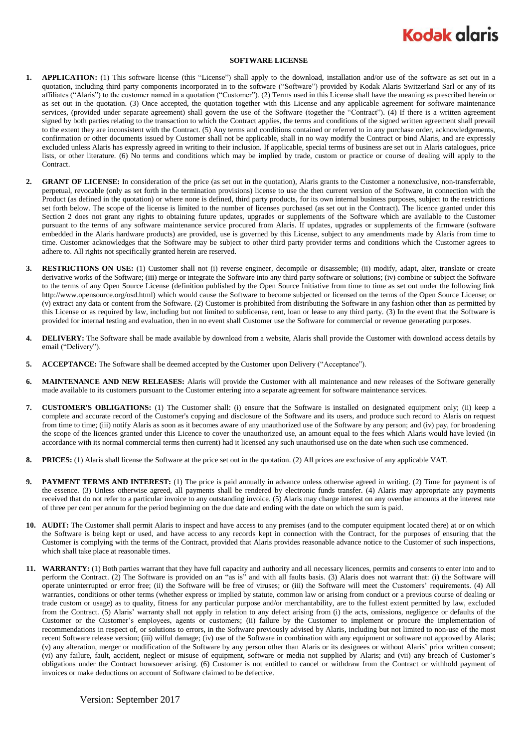# SOFTWARE LICENSE

1. **APPLICATION:** (1) This software license (this "License") shall apply to the download, installation and/or use of the software as set out in a quotation, including third party components incorporated in to the software ("Software") provided by Kodak Alaris Switzerland Sarl or any of its affiliates ("Alaris") to the customer named in a quotation ("Customer"). (2) Terms used in this License shall have the meaning as prescribed herein or as set out in the quotation. (3) Once accepted, the quotation together with this License and any applicable agreement for software maintenance services, (provided under separate agreement) shall govern the use of the Software (together the "Contract"). (4) If there is a written agreement signed by both parties relating to the transaction to which the Contract applies, the terms and conditions of the signed written agreement shall prevail to the extent they are inconsistent with the Contract. (5) Any terms and conditions contained or referred to in any purchase order, acknowledgements, confirmation or other documents issued by Customer shall not be applicable, shall in no way modify the Contract or bind Alaris, and are expressly excluded unless Alaris has expressly agreed in writing to their inclusion. If applicable, special terms of business are set out in Alaris catalogues, price lists, or other literature. (6) No terms and conditions which may be implied by trade, custom or practice or course of dealing will apply to the Contract.

2. **GRANT OF LICENSE:** In consideration of the price (as set out in the quotation), Alaris grants to the Customer a nonexclusive, non-transferrable, perpetual, revocable (only as set forth in the termination provisions) license to use the then current version of the Software, in connection with the Product (as defined in the quotation) or where none is defined, third party products, for its own internal business purposes, subject to the restrictions set forth below. The scope of the license is limited to the number of licenses purchased (as set out in the Contract). The licence granted under this Section 2 does not grant any rights to obtaining future updates, upgrades or supplements of the Software which are available to the Customer pursuant to the terms of any software maintenance service procured from Alaris. If updates, upgrades or supplements of the firmware (software embedded in the Alaris hardware products) are provided, use is governed by this License, subject to any amendments made by Alaris from time to time. Customer acknowledges that the Software may be subject to other third party provider terms and conditions which the Customer agrees to adhere to. All rights not specifically granted herein are reserved.

3. **RESTRICTIONS ON USE:** (1) Customer shall not (i) reverse engineer, decompile or disassemble; (ii) modify, adapt, alter, translate or create derivative works of the Software; (iii) merge or integrate the Software into any third party software or solutions; (iv) combine or subject the Software to the terms of any Open Source License (definition published by the Open Source Initiative from time to time as set out under the following link http://www.opensource.org/osd.html) which would cause the Software to become subjected or licensed on the terms of the Open Source License; or (v) extract any data or content from the Software. (2) Customer is prohibited from distributing the Software in any fashion other than as permitted by this License or as required by law, including but not limited to sublicense, rent, loan or lease to any third party. (3) In the event that the Software is provided for internal testing and evaluation, then in no event shall Customer use the Software for commercial or revenue generating purposes.

4. **DELIVERY:** The Software shall be made available by download from a website, Alaris shall provide the Customer with download access details by email ("Delivery").

5. **ACCEPTANCE:** The Software shall be deemed accepted by the Customer upon Delivery ("Acceptance").

6. **MAINTENANCE AND NEW RELEASES:** Alaris will provide the Customer with all maintenance and new releases of the Software generally made available to its customers pursuant to the Customer entering into a separate agreement for software maintenance services.

7. **CUSTOMER'S OBLIGATIONS:** (1) The Customer shall: (i) ensure that the Software is installed on designated equipment only; (ii) keep a complete and accurate record of the Customer's copying and disclosure of the Software and its users, and produce such record to Alaris on request from time to time; (iii) notify Alaris as soon as it becomes aware of any unauthorized use of the Software by any person; and (iv) pay, for broadening the scope of the licences granted under this Licence to cover the unauthorized use, an amount equal to the fees which Alaris would have levied (in accordance with its normal commercial terms then current) had it licensed any such unauthorised use on the date when such use commenced.

8. **PRICES:** (1) Alaris shall license the Software at the price set out in the quotation. (2) All prices are exclusive of any applicable VAT.

9. **PAYMENT TERMS AND INTEREST:** (1) The price is paid annually in advance unless otherwise agreed in writing. (2) Time for payment is of the essence. (3) Unless otherwise agreed, all payments shall be rendered by electronic funds transfer. (4) Alaris may appropriate any payments received that do not refer to a particular invoice to any outstanding invoice. (5) Alaris may charge interest on any overdue amounts at the interest rate of three per cent per annum for the period beginning on the due date and ending with the date on which the sum is paid.

10. **AUDIT:** The Customer shall permit Alaris to inspect and have access to any premises (and to the computer equipment located there) at or on which the Software is being kept or used, and have access to any records kept in connection with the Contract, for the purposes of ensuring that the Customer is complying with the terms of the Contract, provided that Alaris provides reasonable advance notice to the Customer of such inspections, which shall take place at reasonable times.

11. **WARRANTY:** (1) Both parties warrant that they have full capacity and authority and all necessary licences, permits and consents to enter into and to perform the Contract. (2) The Software is provided on an "as is" and with all faults basis. (3) Alaris does not warrant that: (i) the Software will operate uninterrupted or error free; (ii) the Software will be free of viruses; or (iii) the Software will meet the Customers' requirements. (4) All warranties, conditions or other terms (whether express or implied by statute, common law or arising from conduct or a previous course of dealing or trade custom or usage) as to quality, fitness for any particular purpose and/or merchantability, are to the fullest extent permitted by law, excluded from the Contract. (5) Alaris' warranty shall not apply in relation to any defect arising from (i) the acts, omissions, negligence or defaults of the Customer or the Customer's employees, agents or customers; (ii) failure by the Customer to implement or procure the implementation of recommendations in respect of, or solutions to errors, in the Software previously advised by Alaris, including but not limited to non-use of the most recent Software release version; (iii) wilful damage; (iv) use of the Software in combination with any equipment or software not approved by Alaris; (v) any alteration, merger or modification of the Software by any person other than Alaris or its designees or without Alaris' prior written consent; (vi) any failure, fault, accident, neglect or misuse of equipment, software or media not supplied by Alaris; and (vii) any breach of Customer's obligations under the Contract howsoever arising. (6) Customer is not entitled to cancel or withdraw from the Contract or withhold payment of invoices or make deductions on account of Software claimed to be defective.

Version: September 2017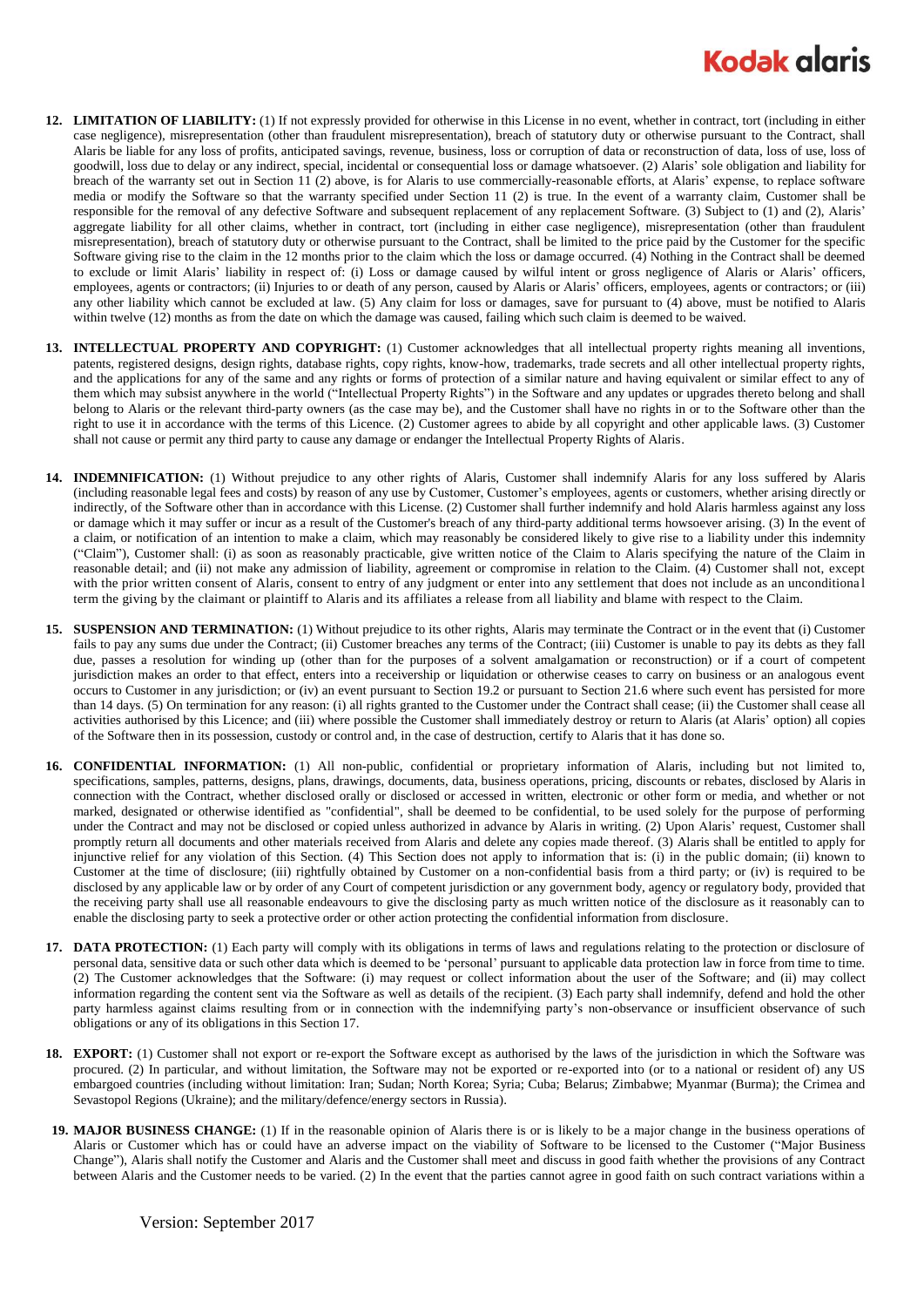12. **LIMITATION OF LIABILITY:** (1) If not expressly provided for otherwise in this License in no event, whether in contract, tort (including in either case negligence), misrepresentation (other than fraudulent misrepresentation), breach of statutory duty or otherwise pursuant to the Contract, shall Alaris be liable for any loss of profits, anticipated savings, revenue, business, loss or corruption of data or reconstruction of data, loss of use, loss of goodwill, loss due to delay or any indirect, special, incidental or consequential loss or damage whatsoever. (2) Alaris' sole obligation and liability for breach of the warranty set out in Section 11 (2) above, is for Alaris to use commercially-reasonable efforts, at Alaris' expense, to replace software media or modify the Software so that the warranty specified under Section 11 (2) is true. In the event of a warranty claim, Customer shall be responsible for the removal of any defective Software and subsequent replacement of any replacement Software. (3) Subject to (1) and (2), Alaris' aggregate liability for all other claims, whether in contract, tort (including in either case negligence), misrepresentation (other than fraudulent misrepresentation), breach of statutory duty or otherwise pursuant to the Contract, shall be limited to the price paid by the Customer for the specific Software giving rise to the claim in the 12 months prior to the claim which the loss or damage occurred. (4) Nothing in the Contract shall be deemed to exclude or limit Alaris' liability in respect of: (i) Loss or damage caused by wilful intent or gross negligence of Alaris or Alaris' officers, employees, agents or contractors; (ii) Injuries to or death of any person, caused by Alaris or Alaris' officers, employees, agents or contractors; or (iii) any other liability which cannot be excluded at law. (5) Any claim for loss or damages, save for pursuant to (4) above, must be notified to Alaris within twelve (12) months as from the date on which the damage was caused, failing which such claim is deemed to be waived.

13. **INTELLECTUAL PROPERTY AND COPYRIGHT:** (1) Customer acknowledges that all intellectual property rights meaning all inventions, patents, registered designs, design rights, database rights, copy rights, know-how, trademarks, trade secrets and all other intellectual property rights, and the applications for any of the same and any rights or forms of protection of a similar nature and having equivalent or similar effect to any of them which may subsist anywhere in the world ("Intellectual Property Rights") in the Software and any updates or upgrades thereto belong and shall belong to Alaris or the relevant third-party owners (as the case may be), and the Customer shall have no rights in or to the Software other than the right to use it in accordance with the terms of this Licence. (2) Customer agrees to abide by all copyright and other applicable laws. (3) Customer shall not cause or permit any third party to cause any damage or endanger the Intellectual Property Rights of Alaris.

14. **INDEMNIFICATION:** (1) Without prejudice to any other rights of Alaris, Customer shall indemnify Alaris for any loss suffered by Alaris (including reasonable legal fees and costs) by reason of any use by Customer, Customer's employees, agents or customers, whether arising directly or indirectly, of the Software other than in accordance with this License. (2) Customer shall further indemnify and hold Alaris harmless against any loss or damage which it may suffer or incur as a result of the Customer's breach of any third-party additional terms howsoever arising. (3) In the event of a claim, or notification of an intention to make a claim, which may reasonably be considered likely to give rise to a liability under this indemnity ("Claim"), Customer shall: (i) as soon as reasonably practicable, give written notice of the Claim to Alaris specifying the nature of the Claim in reasonable detail; and (ii) not make any admission of liability, agreement or compromise in relation to the Claim. (4) Customer shall not, except with the prior written consent of Alaris, consent to entry of any judgment or enter into any settlement that does not include as an unconditional term the giving by the claimant or plaintiff to Alaris and its affiliates a release from all liability and blame with respect to the Claim.

15. **SUSPENSION AND TERMINATION:** (1) Without prejudice to its other rights, Alaris may terminate the Contract or in the event that (i) Customer fails to pay any sums due under the Contract; (ii) Customer breaches any terms of the Contract; (iii) Customer is unable to pay its debts as they fall due, passes a resolution for winding up (other than for the purposes of a solvent amalgamation or reconstruction) or if a court of competent jurisdiction makes an order to that effect, enters into a receivership or liquidation or otherwise ceases to carry on business or an analogous event occurs to Customer in any jurisdiction; or (iv) an event pursuant to Section 19.2 or pursuant to Section 21.6 where such event has persisted for more than 14 days. (5) On termination for any reason: (i) all rights granted to the Customer under the Contract shall cease; (ii) the Customer shall cease all activities authorised by this Licence; and (iii) where possible the Customer shall immediately destroy or return to Alaris (at Alaris' option) all copies of the Software then in its possession, custody or control and, in the case of destruction, certify to Alaris that it has done so.

16. **CONFIDENTIAL INFORMATION:** (1) All non-public, confidential or proprietary information of Alaris, including but not limited to, specifications, samples, patterns, designs, plans, drawings, documents, data, business operations, pricing, discounts or rebates, disclosed by Alaris in connection with the Contract, whether disclosed orally or disclosed or accessed in written, electronic or other form or media, and whether or not marked, designated or otherwise identified as "confidential", shall be deemed to be confidential, to be used solely for the purpose of performing under the Contract and may not be disclosed or copied unless authorized in advance by Alaris in writing. (2) Upon Alaris' request, Customer shall promptly return all documents and other materials received from Alaris and delete any copies made thereof. (3) Alaris shall be entitled to apply for injunctive relief for any violation of this Section. (4) This Section does not apply to information that is: (i) in the public domain; (ii) known to Customer at the time of disclosure; (iii) rightfully obtained by Customer on a non-confidential basis from a third party; or (iv) is required to be disclosed by any applicable law or by order of any Court of competent jurisdiction or any government body, agency or regulatory body, provided that the receiving party shall use all reasonable endeavours to give the disclosing party as much written notice of the disclosure as it reasonably can to enable the disclosing party to seek a protective order or other action protecting the confidential information from disclosure.

17. **DATA PROTECTION:** (1) Each party will comply with its obligations in terms of laws and regulations relating to the protection or disclosure of personal data, sensitive data or such other data which is deemed to be 'personal' pursuant to applicable data protection law in force from time to time. (2) The Customer acknowledges that the Software: (i) may request or collect information about the user of the Software; and (ii) may collect information regarding the content sent via the Software as well as details of the recipient. (3) Each party shall indemnify, defend and hold the other party harmless against claims resulting from or in connection with the indemnifying party's non-observance or insufficient observance of such obligations or any of its obligations in this Section 17.

18. **EXPORT:** (1) Customer shall not export or re-export the Software except as authorised by the laws of the jurisdiction in which the Software was procured. (2) In particular, and without limitation, the Software may not be exported or re-exported into (or to a national or resident of) any US embargoed countries (including without limitation: Iran; Sudan; North Korea; Syria; Cuba; Belarus; Zimbabwe; Myanmar (Burma); the Crimea and Sevastopol Regions (Ukraine); and the military/defence/energy sectors in Russia).

19. **MAJOR BUSINESS CHANGE:** (1) If in the reasonable opinion of Alaris there is or is likely to be a major change in the business operations of Alaris or Customer which has or could have an adverse impact on the viability of Software to be licensed to the Customer ("Major Business Change"), Alaris shall notify the Customer and Alaris and the Customer shall meet and discuss in good faith whether the provisions of any Contract between Alaris and the Customer needs to be varied. (2) In the event that the parties cannot agree in good faith on such contract variations within a

Version: September 2017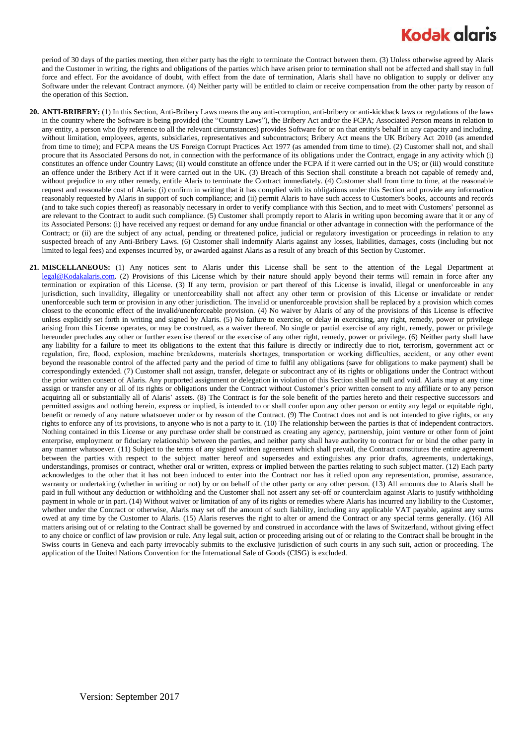period of 30 days of the parties meeting, then either party has the right to terminate the Contract between them. (3) Unless otherwise agreed by Alaris and the Customer in writing, the rights and obligations of the parties which have arisen prior to termination shall not be affected and shall stay in full force and effect. For the avoidance of doubt, with effect from the date of termination, Alaris shall have no obligation to supply or deliver any Software under the relevant Contract anymore. (4) Neither party will be entitled to claim or receive compensation from the other party by reason of the operation of this Section.

20. **ANTI-BRIBERY:** (1) In this Section, Anti-Bribery Laws means the any anti-corruption, anti-bribery or anti-kickback laws or regulations of the laws in the country where the Software is being provided (the "Country Laws"), the Bribery Act and/or the FCPA; Associated Person means in relation to any entity, a person who (by reference to all the relevant circumstances) provides Software for or on that entity's behalf in any capacity and including, without limitation, employees, agents, subsidiaries, representatives and subcontractors; Bribery Act means the UK Bribery Act 2010 (as amended from time to time); and FCPA means the US Foreign Corrupt Practices Act 1977 (as amended from time to time). (2) Customer shall not, and shall procure that its Associated Persons do not, in connection with the performance of its obligations under the Contract, engage in any activity which (i) constitutes an offence under Country Laws; (ii) would constitute an offence under the FCPA if it were carried out in the US; or (iii) would constitute an offence under the Bribery Act if it were carried out in the UK. (3) Breach of this Section shall constitute a breach not capable of remedy and, without prejudice to any other remedy, entitle Alaris to terminate the Contract immediately. (4) Customer shall from time to time, at the reasonable request and reasonable cost of Alaris: (i) confirm in writing that it has complied with its obligations under this Section and provide any information reasonably requested by Alaris in support of such compliance; and (ii) permit Alaris to have such access to Customer's books, accounts and records (and to take such copies thereof) as reasonably necessary in order to verify compliance with this Section, and to meet with Customers' personnel as are relevant to the Contract to audit such compliance. (5) Customer shall promptly report to Alaris in writing upon becoming aware that it or any of its Associated Persons: (i) have received any request or demand for any undue financial or other advantage in connection with the performance of the Contract; or (ii) are the subject of any actual, pending or threatened police, judicial or regulatory investigation or proceedings in relation to any suspected breach of any Anti-Bribery Laws. (6) Customer shall indemnify Alaris against any losses, liabilities, damages, costs (including but not limited to legal fees) and expenses incurred by, or awarded against Alaris as a result of any breach of this Section by Customer.

21. **MISCELLANEOUS:** (1) Any notices sent to Alaris under this License shall be sent to the attention of the Legal Department at legal@Kodakalaris.com. (2) Provisions of this License which by their nature should apply beyond their terms will remain in force after any termination or expiration of this License. (3) If any term, provision or part thereof of this License is invalid, illegal or unenforceable in any jurisdiction, such invalidity, illegality or unenforceability shall not affect any other term or provision of this License or invalidate or render unenforceable such term or provision in any other jurisdiction. The invalid or unenforceable provision shall be replaced by a provision which comes closest to the economic effect of the invalid/unenforceable provision. (4) No waiver by Alaris of any of the provisions of this License is effective unless explicitly set forth in writing and signed by Alaris. (5) No failure to exercise, or delay in exercising, any right, remedy, power or privilege arising from this License operates, or may be construed, as a waiver thereof. No single or partial exercise of any right, remedy, power or privilege hereunder precludes any other or further exercise thereof or the exercise of any other right, remedy, power or privilege. (6) Neither party shall have any liability for a failure to meet its obligations to the extent that this failure is directly or indirectly due to riot, terrorism, government act or regulation, fire, flood, explosion, machine breakdowns, materials shortages, transportation or working difficulties, accident, or any other event beyond the reasonable control of the affected party and the period of time to fulfil any obligations (save for obligations to make payment) shall be correspondingly extended. (7) Customer shall not assign, transfer, delegate or subcontract any of its rights or obligations under the Contract without the prior written consent of Alaris. Any purported assignment or delegation in violation of this Section shall be null and void. Alaris may at any time assign or transfer any or all of its rights or obligations under the Contract without Customer's prior written consent to any affiliate or to any person acquiring all or substantially all of Alaris' assets. (8) The Contract is for the sole benefit of the parties hereto and their respective successors and permitted assigns and nothing herein, express or implied, is intended to or shall confer upon any other person or entity any legal or equitable right, benefit or remedy of any nature whatsoever under or by reason of the Contract. (9) The Contract does not and is not intended to give rights, or any rights to enforce any of its provisions, to anyone who is not a party to it. (10) The relationship between the parties is that of independent contractors. Nothing contained in this License or any purchase order shall be construed as creating any agency, partnership, joint venture or other form of joint enterprise, employment or fiduciary relationship between the parties, and neither party shall have authority to contract for or bind the other party in any manner whatsoever. (11) Subject to the terms of any signed written agreement which shall prevail, the Contract constitutes the entire agreement between the parties with respect to the subject matter hereof and supersedes and extinguishes any prior drafts, agreements, undertakings, understandings, promises or contract, whether oral or written, express or implied between the parties relating to such subject matter. (12) Each party acknowledges to the other that it has not been induced to enter into the Contract nor has it relied upon any representation, promise, assurance, warranty or undertaking (whether in writing or not) by or on behalf of the other party or any other person. (13) All amounts due to Alaris shall be paid in full without any deduction or withholding and the Customer shall not assert any set-off or counterclaim against Alaris to justify withholding payment in whole or in part. (14) Without waiver or limitation of any of its rights or remedies where Alaris has incurred any liability to the Customer, whether under the Contract or otherwise, Alaris may set off the amount of such liability, including any applicable VAT payable, against any sums owed at any time by the Customer to Alaris. (15) Alaris reserves the right to alter or amend the Contract or any special terms generally. (16) All matters arising out of or relating to the Contract shall be governed by and construed in accordance with the laws of Switzerland, without giving effect to any choice or conflict of law provision or rule. Any legal suit, action or proceeding arising out of or relating to the Contract shall be brought in the Swiss courts in Geneva and each party irrevocably submits to the exclusive jurisdiction of such courts in any such suit, action or proceeding. The application of the United Nations Convention for the International Sale of Goods (CISG) is excluded.

Version: September 2017